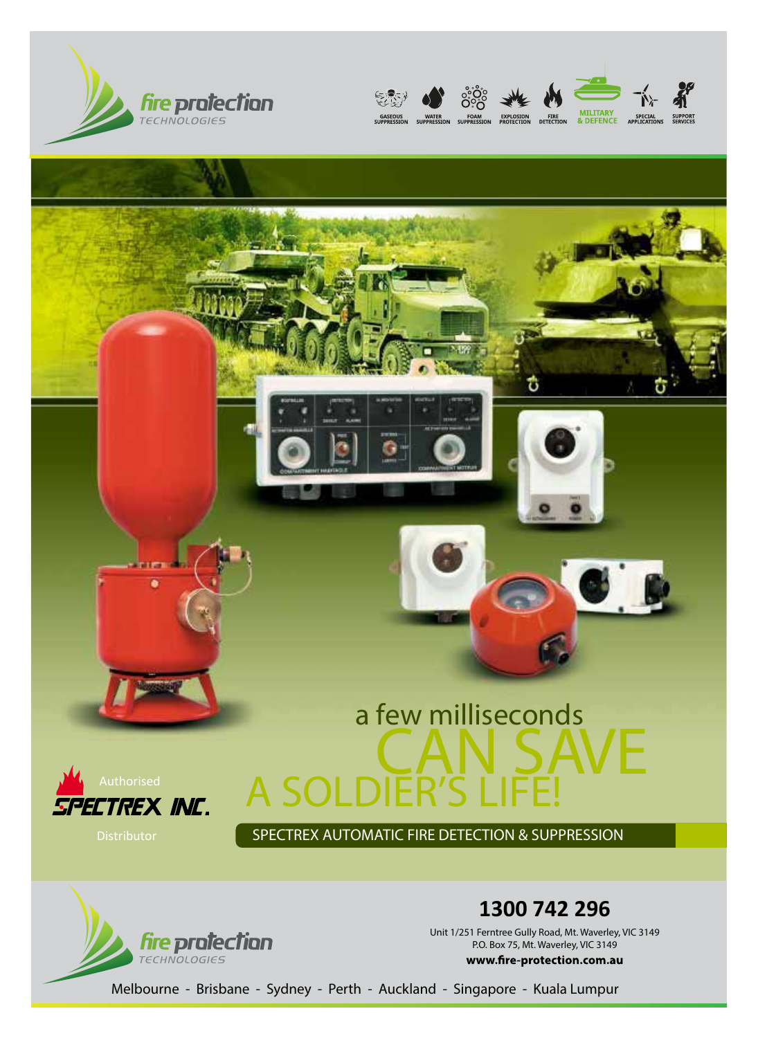fire protection TECHNOLOGIES

GASEOUS SUPPRESSION | WATER SUPPRESSION | FOAM SUPPRESSION | EXPLOSION PROTECTION | FIRE DETECTION | **MILITARY & DEFENCE** | SPECIAL APPLICATIONS | SUPPORT SERVICES

# a few milliseconds CAN SAVE A SOLDIER'S LIFE!

Authorised SPECTREX INC. Distributor

## SPECTREX AUTOMATIC FIRE DETECTION & SUPPRESSION

fire protection TECHNOLOGIES

**1300 742 296**

Unit 1/251 Ferntree Gully Road, Mt. Waverley, VIC 3149
P.O. Box 75, Mt. Waverley, VIC 3149
**www.fire-protection.com.au**

Melbourne - Brisbane - Sydney - Perth - Auckland - Singapore - Kuala Lumpur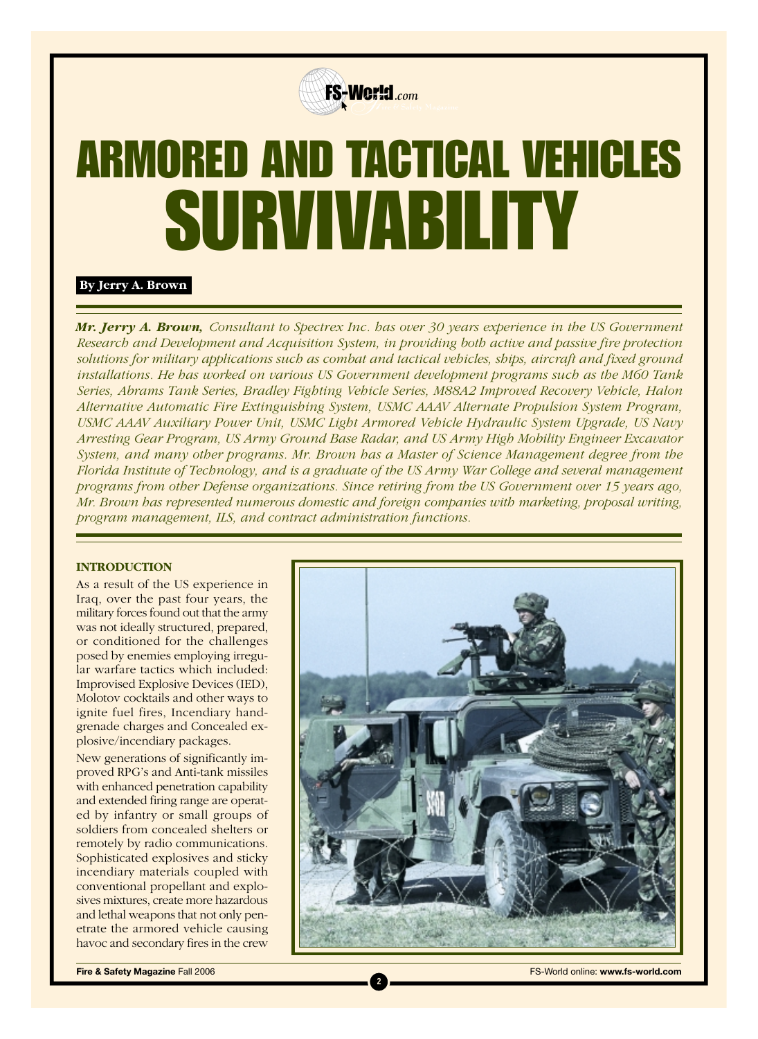// ARMORED AND TACTICAL VEHICLES
# SURVIVABILITY

**By Jerry A. Brown**

***Mr. Jerry A. Brown,*** *Consultant to Spectrex Inc. has over 30 years experience in the US Government Research and Development and Acquisition System, in providing both active and passive fire protection solutions for military applications such as combat and tactical vehicles, ships, aircraft and fixed ground installations. He has worked on various US Government development programs such as the M60 Tank Series, Abrams Tank Series, Bradley Fighting Vehicle Series, M88A2 Improved Recovery Vehicle, Halon Alternative Automatic Fire Extinguishing System, USMC AAAV Alternate Propulsion System Program, USMC AAAV Auxiliary Power Unit, USMC Light Armored Vehicle Hydraulic System Upgrade, US Navy Arresting Gear Program, US Army Ground Base Radar, and US Army High Mobility Engineer Excavator System, and many other programs. Mr. Brown has a Master of Science Management degree from the Florida Institute of Technology, and is a graduate of the US Army War College and several management programs from other Defense organizations. Since retiring from the US Government over 15 years ago, Mr. Brown has represented numerous domestic and foreign companies with marketing, proposal writing, program management, ILS, and contract administration functions.*

### INTRODUCTION

As a result of the US experience in Iraq, over the past four years, the military forces found out that the army was not ideally structured, prepared, or conditioned for the challenges posed by enemies employing irregular warfare tactics which included: Improvised Explosive Devices (IED), Molotov cocktails and other ways to ignite fuel fires, Incendiary handgrenade charges and Concealed explosive/incendiary packages.

New generations of significantly improved RPG's and Anti-tank missiles with enhanced penetration capability and extended firing range are operated by infantry or small groups of soldiers from concealed shelters or remotely by radio communications. Sophisticated explosives and sticky incendiary materials coupled with conventional propellant and explosives mixtures, create more hazardous and lethal weapons that not only penetrate the armored vehicle causing havoc and secondary fires in the crew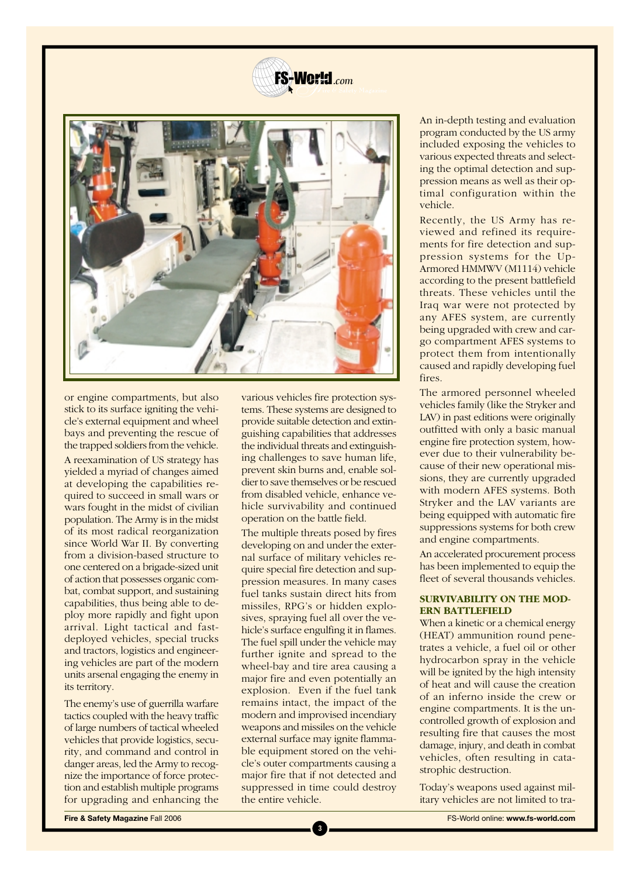or engine compartments, but also stick to its surface igniting the vehicle's external equipment and wheel bays and preventing the rescue of the trapped soldiers from the vehicle.

A reexamination of US strategy has yielded a myriad of changes aimed at developing the capabilities required to succeed in small wars or wars fought in the midst of civilian population. The Army is in the midst of its most radical reorganization since World War II. By converting from a division-based structure to one centered on a brigade-sized unit of action that possesses organic combat, combat support, and sustaining capabilities, thus being able to deploy more rapidly and fight upon arrival. Light tactical and fast-deployed vehicles, special trucks and tractors, logistics and engineering vehicles are part of the modern units arsenal engaging the enemy in its territory.

The enemy's use of guerrilla warfare tactics coupled with the heavy traffic of large numbers of tactical wheeled vehicles that provide logistics, security, and command and control in danger areas, led the Army to recognize the importance of force protection and establish multiple programs for upgrading and enhancing the various vehicles fire protection systems. These systems are designed to provide suitable detection and extinguishing capabilities that addresses the individual threats and extinguishing challenges to save human life, prevent skin burns and, enable soldier to save themselves or be rescued from disabled vehicle, enhance vehicle survivability and continued operation on the battle field.

The multiple threats posed by fires developing on and under the external surface of military vehicles require special fire detection and suppression measures. In many cases fuel tanks sustain direct hits from missiles, RPG's or hidden explosives, spraying fuel all over the vehicle's surface engulfing it in flames. The fuel spill under the vehicle may further ignite and spread to the wheel-bay and tire area causing a major fire and even potentially an explosion. Even if the fuel tank remains intact, the impact of the modern and improvised incendiary weapons and missiles on the vehicle external surface may ignite flammable equipment stored on the vehicle's outer compartments causing a major fire that if not detected and suppressed in time could destroy the entire vehicle.

An in-depth testing and evaluation program conducted by the US army included exposing the vehicles to various expected threats and selecting the optimal detection and suppression means as well as their optimal configuration within the vehicle.

Recently, the US Army has reviewed and refined its requirements for fire detection and suppression systems for the Up-Armored HMMWV (M1114) vehicle according to the present battlefield threats. These vehicles until the Iraq war were not protected by any AFES system, are currently being upgraded with crew and cargo compartment AFES systems to protect them from intentionally caused and rapidly developing fuel fires.

The armored personnel wheeled vehicles family (like the Stryker and LAV) in past editions were originally outfitted with only a basic manual engine fire protection system, however due to their vulnerability because of their new operational missions, they are currently upgraded with modern AFES systems. Both Stryker and the LAV variants are being equipped with automatic fire suppressions systems for both crew and engine compartments.

An accelerated procurement process has been implemented to equip the fleet of several thousands vehicles.

## SURVIVABILITY ON THE MODERN BATTLEFIELD

When a kinetic or a chemical energy (HEAT) ammunition round penetrates a vehicle, a fuel oil or other hydrocarbon spray in the vehicle will be ignited by the high intensity of heat and will cause the creation of an inferno inside the crew or engine compartments. It is the uncontrolled growth of explosion and resulting fire that causes the most damage, injury, and death in combat vehicles, often resulting in catastrophic destruction.

Today's weapons used against military vehicles are not limited to tra-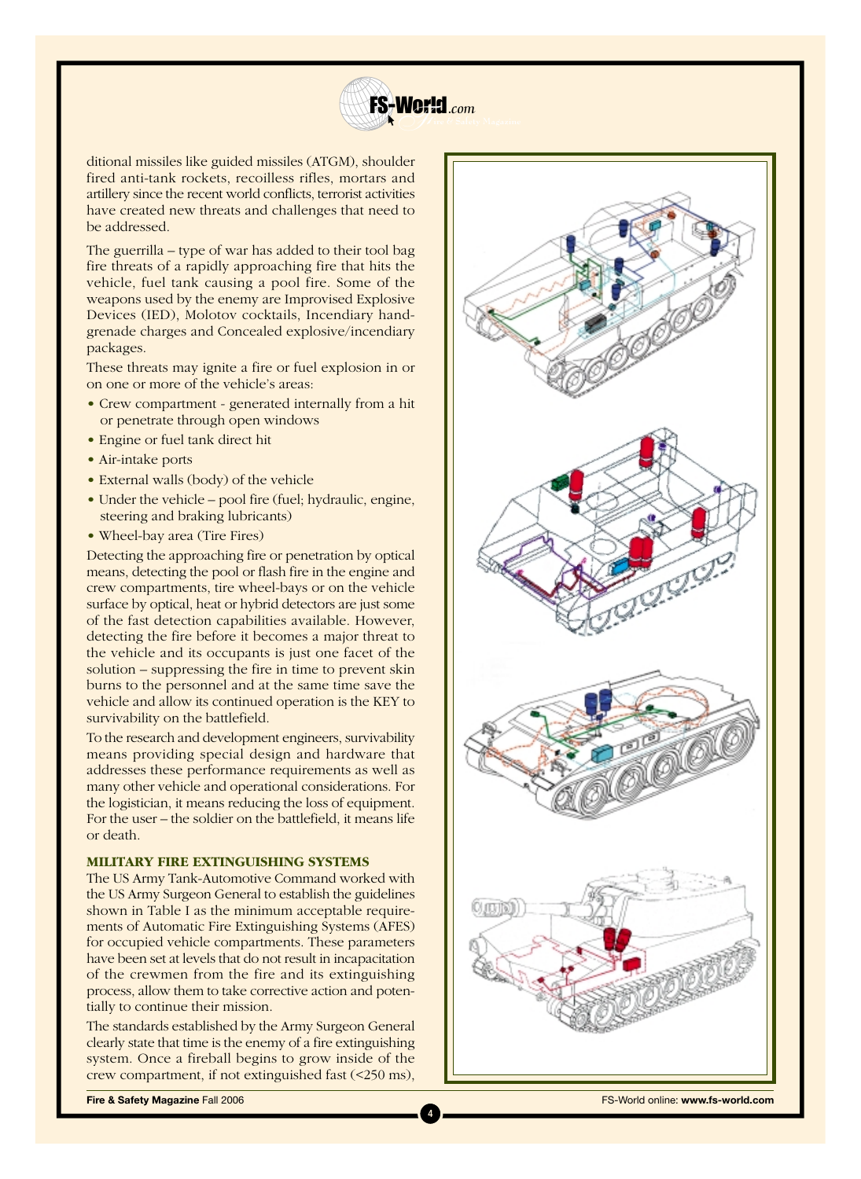ditional missiles like guided missiles (ATGM), shoulder fired anti-tank rockets, recoilless rifles, mortars and artillery since the recent world conflicts, terrorist activities have created new threats and challenges that need to be addressed.

The guerrilla – type of war has added to their tool bag fire threats of a rapidly approaching fire that hits the vehicle, fuel tank causing a pool fire. Some of the weapons used by the enemy are Improvised Explosive Devices (IED), Molotov cocktails, Incendiary hand-grenade charges and Concealed explosive/incendiary packages.

These threats may ignite a fire or fuel explosion in or on one or more of the vehicle's areas:

- Crew compartment - generated internally from a hit or penetrate through open windows
- Engine or fuel tank direct hit
- Air-intake ports
- External walls (body) of the vehicle
- Under the vehicle – pool fire (fuel; hydraulic, engine, steering and braking lubricants)
- Wheel-bay area (Tire Fires)

Detecting the approaching fire or penetration by optical means, detecting the pool or flash fire in the engine and crew compartments, tire wheel-bays or on the vehicle surface by optical, heat or hybrid detectors are just some of the fast detection capabilities available. However, detecting the fire before it becomes a major threat to the vehicle and its occupants is just one facet of the solution – suppressing the fire in time to prevent skin burns to the personnel and at the same time save the vehicle and allow its continued operation is the KEY to survivability on the battlefield.

To the research and development engineers, survivability means providing special design and hardware that addresses these performance requirements as well as many other vehicle and operational considerations. For the logistician, it means reducing the loss of equipment. For the user – the soldier on the battlefield, it means life or death.

### MILITARY FIRE EXTINGUISHING SYSTEMS

The US Army Tank-Automotive Command worked with the US Army Surgeon General to establish the guidelines shown in Table I as the minimum acceptable requirements of Automatic Fire Extinguishing Systems (AFES) for occupied vehicle compartments. These parameters have been set at levels that do not result in incapacitation of the crewmen from the fire and its extinguishing process, allow them to take corrective action and potentially to continue their mission.

The standards established by the Army Surgeon General clearly state that time is the enemy of a fire extinguishing system. Once a fireball begins to grow inside of the crew compartment, if not extinguished fast (<250 ms),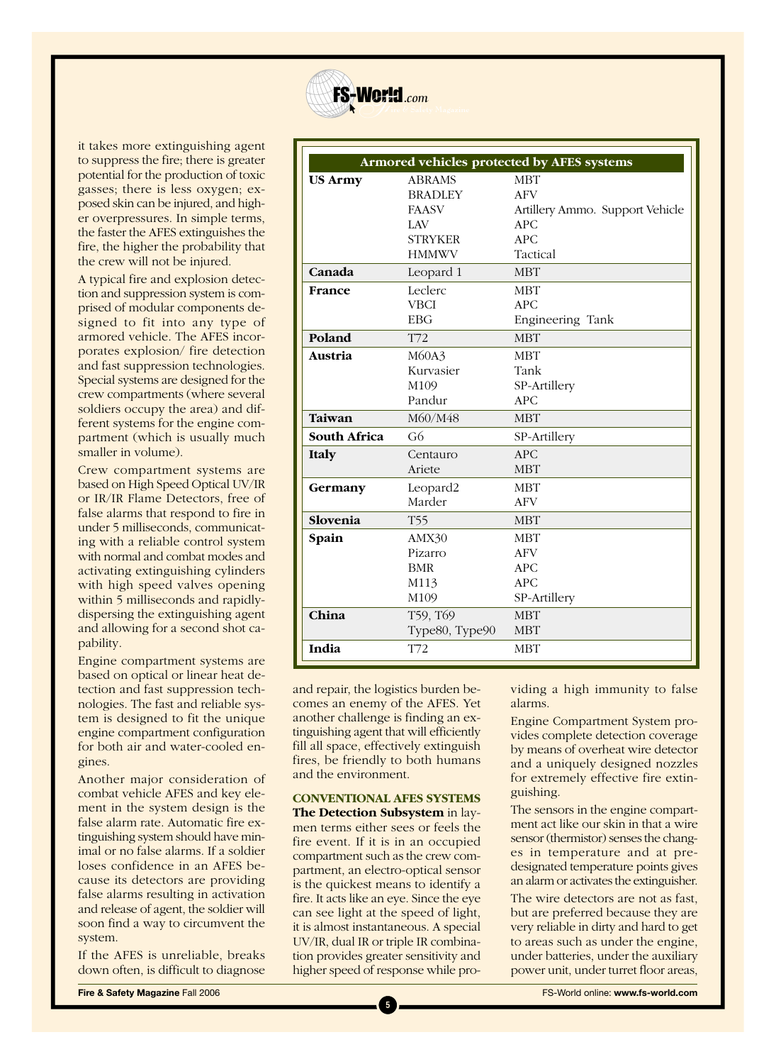it takes more extinguishing agent to suppress the fire; there is greater potential for the production of toxic gasses; there is less oxygen; exposed skin can be injured, and higher overpressures. In simple terms, the faster the AFES extinguishes the fire, the higher the probability that the crew will not be injured.

A typical fire and explosion detection and suppression system is comprised of modular components designed to fit into any type of armored vehicle. The AFES incorporates explosion/ fire detection and fast suppression technologies. Special systems are designed for the crew compartments (where several soldiers occupy the area) and different systems for the engine compartment (which is usually much smaller in volume).

Crew compartment systems are based on High Speed Optical UV/IR or IR/IR Flame Detectors, free of false alarms that respond to fire in under 5 milliseconds, communicating with a reliable control system with normal and combat modes and activating extinguishing cylinders with high speed valves opening within 5 milliseconds and rapidly-dispersing the extinguishing agent and allowing for a second shot capability.

Engine compartment systems are based on optical or linear heat detection and fast suppression technologies. The fast and reliable system is designed to fit the unique engine compartment configuration for both air and water-cooled engines.

Another major consideration of combat vehicle AFES and key element in the system design is the false alarm rate. Automatic fire extinguishing system should have minimal or no false alarms. If a soldier loses confidence in an AFES because its detectors are providing false alarms resulting in activation and release of agent, the soldier will soon find a way to circumvent the system.

If the AFES is unreliable, breaks down often, is difficult to diagnose and repair, the logistics burden becomes an enemy of the AFES. Yet another challenge is finding an extinguishing agent that will efficiently fill all space, effectively extinguish fires, be friendly to both humans and the environment.

| Armored vehicles protected by AFES systems | | |
|---|---|---|
| **US Army** | ABRAMS | MBT |
| | BRADLEY | AFV |
| | FAASV | Artillery Ammo. Support Vehicle |
| | LAV | APC |
| | STRYKER | APC |
| | HMMWV | Tactical |
| **Canada** | Leopard 1 | MBT |
| **France** | Leclerc | MBT |
| | VBCI | APC |
| | EBG | Engineering Tank |
| **Poland** | T72 | MBT |
| **Austria** | M60A3 | MBT |
| | Kurvasier | Tank |
| | M109 | SP-Artillery |
| | Pandur | APC |
| **Taiwan** | M60/M48 | MBT |
| **South Africa** | G6 | SP-Artillery |
| **Italy** | Centauro | APC |
| | Ariete | MBT |
| **Germany** | Leopard2 | MBT |
| | Marder | AFV |
| **Slovenia** | T55 | MBT |
| **Spain** | AMX30 | MBT |
| | Pizarro | AFV |
| | BMR | APC |
| | M113 | APC |
| | M109 | SP-Artillery |
| **China** | T59, T69 | MBT |
| | Type80, Type90 | MBT |
| **India** | T72 | MBT |

## CONVENTIONAL AFES SYSTEMS

**The Detection Subsystem** in laymen terms either sees or feels the fire event. If it is in an occupied compartment such as the crew compartment, an electro-optical sensor is the quickest means to identify a fire. It acts like an eye. Since the eye can see light at the speed of light, it is almost instantaneous. A special UV/IR, dual IR or triple IR combination provides greater sensitivity and higher speed of response while providing a high immunity to false alarms.

Engine Compartment System provides complete detection coverage by means of overheat wire detector and a uniquely designed nozzles for extremely effective fire extinguishing.

The sensors in the engine compartment act like our skin in that a wire sensor (thermistor) senses the changes in temperature and at predesignated temperature points gives an alarm or activates the extinguisher.

The wire detectors are not as fast, but are preferred because they are very reliable in dirty and hard to get to areas such as under the engine, under batteries, under the auxiliary power unit, under turret floor areas,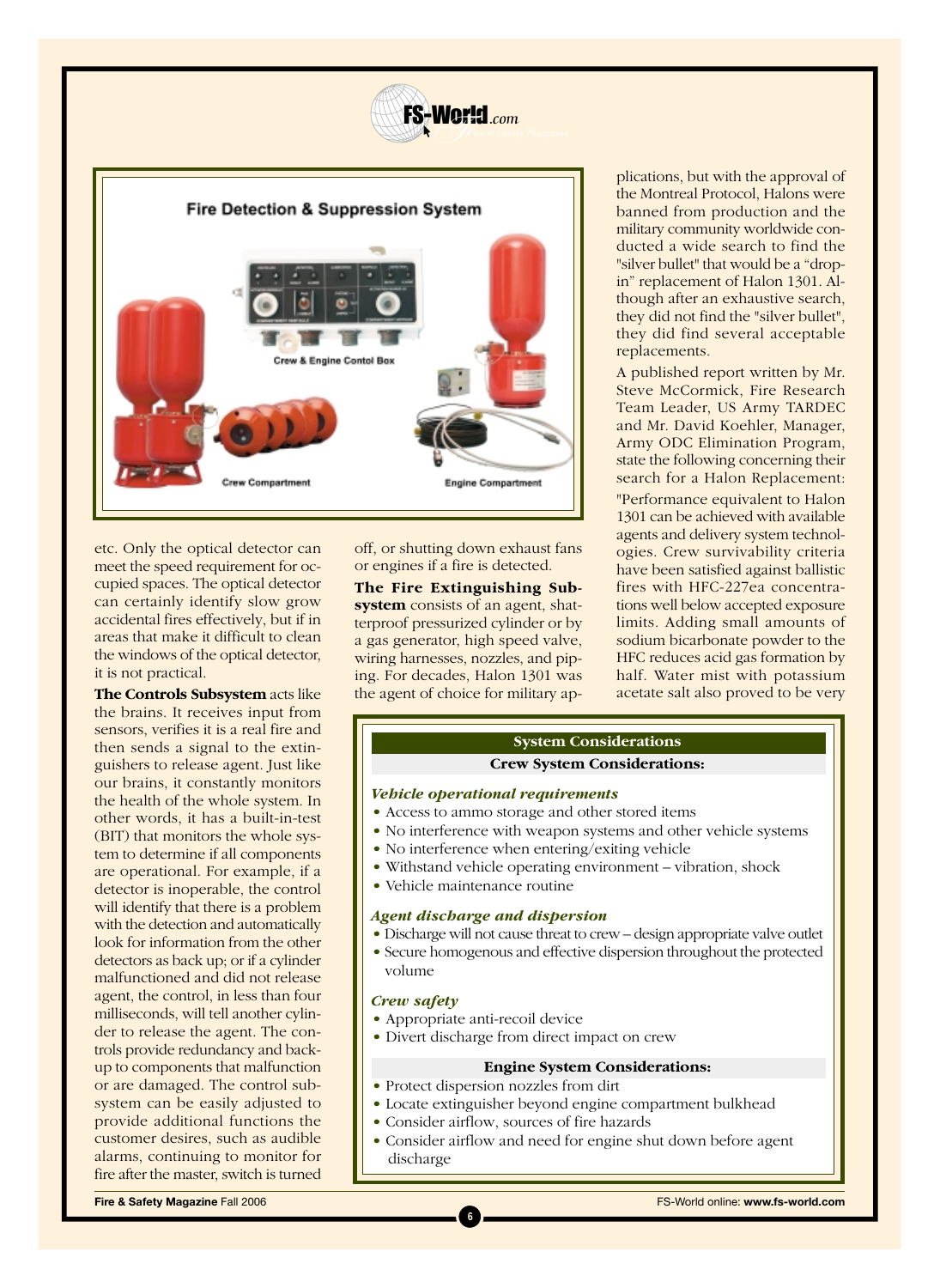etc. Only the optical detector can meet the speed requirement for occupied spaces. The optical detector can certainly identify slow grow accidental fires effectively, but if in areas that make it difficult to clean the windows of the optical detector, it is not practical.

**The Controls Subsystem** acts like the brains. It receives input from sensors, verifies it is a real fire and then sends a signal to the extinguishers to release agent. Just like our brains, it constantly monitors the health of the whole system. In other words, it has a built-in-test (BIT) that monitors the whole system to determine if all components are operational. For example, if a detector is inoperable, the control will identify that there is a problem with the detection and automatically look for information from the other detectors as back up; or if a cylinder malfunctioned and did not release agent, the control, in less than four milliseconds, will tell another cylinder to release the agent. The controls provide redundancy and backup to components that malfunction or are damaged. The control subsystem can be easily adjusted to provide additional functions the customer desires, such as audible alarms, continuing to monitor for fire after the master, switch is turned off, or shutting down exhaust fans or engines if a fire is detected.

**The Fire Extinguishing Subsystem** consists of an agent, shatterproof pressurized cylinder or by a gas generator, high speed valve, wiring harnesses, nozzles, and piping. For decades, Halon 1301 was the agent of choice for military applications, but with the approval of the Montreal Protocol, Halons were banned from production and the military community worldwide conducted a wide search to find the "silver bullet" that would be a "drop-in" replacement of Halon 1301. Although after an exhaustive search, they did not find the "silver bullet", they did find several acceptable replacements.

A published report written by Mr. Steve McCormick, Fire Research Team Leader, US Army TARDEC and Mr. David Koehler, Manager, Army ODC Elimination Program, state the following concerning their search for a Halon Replacement:

"Performance equivalent to Halon 1301 can be achieved with available agents and delivery system technologies. Crew survivability criteria have been satisfied against ballistic fires with HFC-227ea concentrations well below accepted exposure limits. Adding small amounts of sodium bicarbonate powder to the HFC reduces acid gas formation by half. Water mist with potassium acetate salt also proved to be very

## System Considerations

### Crew System Considerations:

***Vehicle operational requirements***

- Access to ammo storage and other stored items
- No interference with weapon systems and other vehicle systems
- No interference when entering/exiting vehicle
- Withstand vehicle operating environment – vibration, shock
- Vehicle maintenance routine

***Agent discharge and dispersion***

- Discharge will not cause threat to crew – design appropriate valve outlet
- Secure homogenous and effective dispersion throughout the protected volume

***Crew safety***

- Appropriate anti-recoil device
- Divert discharge from direct impact on crew

### Engine System Considerations:

- Protect dispersion nozzles from dirt
- Locate extinguisher beyond engine compartment bulkhead
- Consider airflow, sources of fire hazards
- Consider airflow and need for engine shut down before agent discharge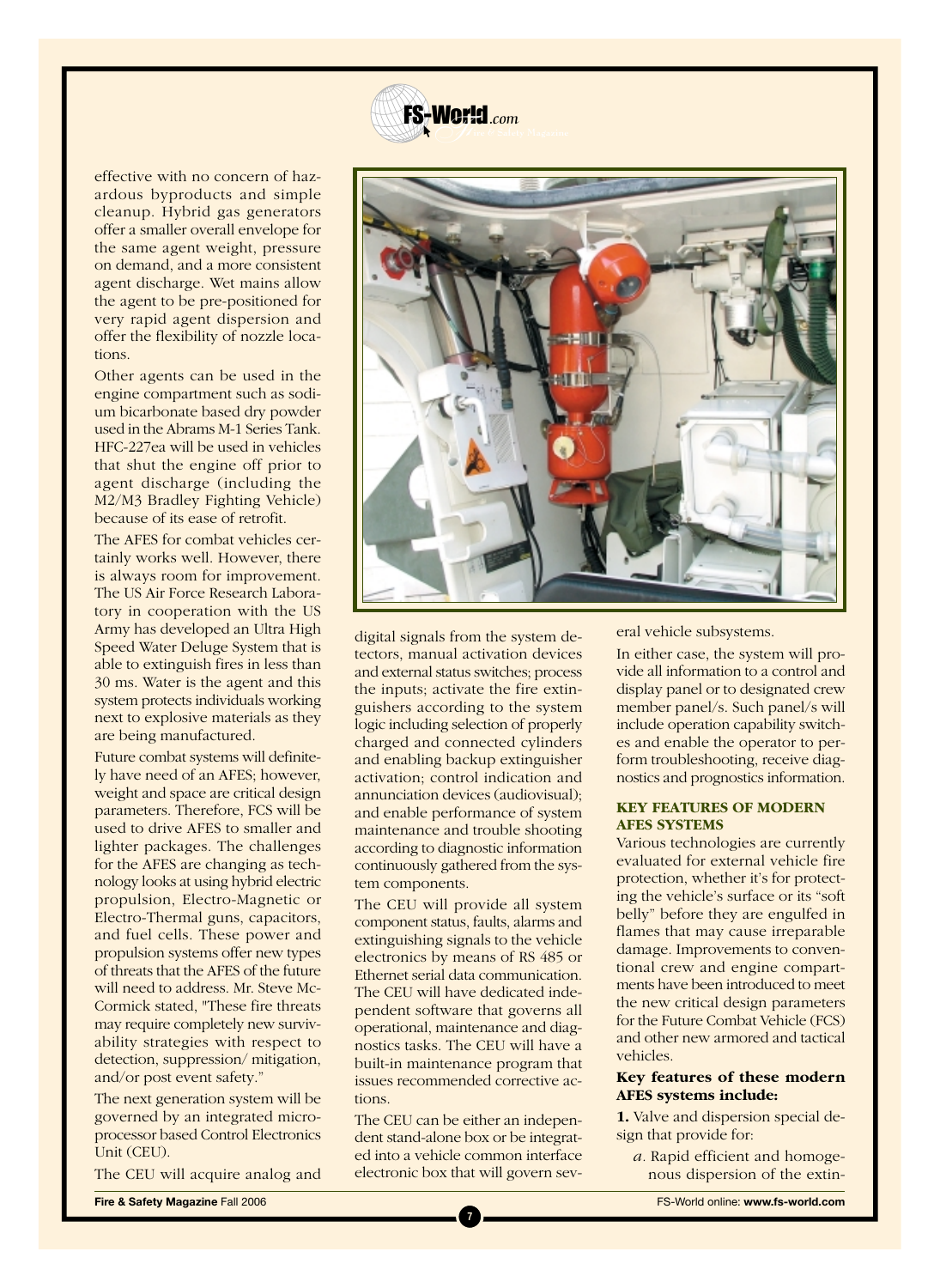effective with no concern of hazardous byproducts and simple cleanup. Hybrid gas generators offer a smaller overall envelope for the same agent weight, pressure on demand, and a more consistent agent discharge. Wet mains allow the agent to be pre-positioned for very rapid agent dispersion and offer the flexibility of nozzle locations.

Other agents can be used in the engine compartment such as sodium bicarbonate based dry powder used in the Abrams M-1 Series Tank. HFC-227ea will be used in vehicles that shut the engine off prior to agent discharge (including the M2/M3 Bradley Fighting Vehicle) because of its ease of retrofit.

The AFES for combat vehicles certainly works well. However, there is always room for improvement. The US Air Force Research Laboratory in cooperation with the US Army has developed an Ultra High Speed Water Deluge System that is able to extinguish fires in less than 30 ms. Water is the agent and this system protects individuals working next to explosive materials as they are being manufactured.

Future combat systems will definitely have need of an AFES; however, weight and space are critical design parameters. Therefore, FCS will be used to drive AFES to smaller and lighter packages. The challenges for the AFES are changing as technology looks at using hybrid electric propulsion, Electro-Magnetic or Electro-Thermal guns, capacitors, and fuel cells. These power and propulsion systems offer new types of threats that the AFES of the future will need to address. Mr. Steve McCormick stated, "These fire threats may require completely new survivability strategies with respect to detection, suppression/ mitigation, and/or post event safety."

The next generation system will be governed by an integrated microprocessor based Control Electronics Unit (CEU).

The CEU will acquire analog and digital signals from the system detectors, manual activation devices and external status switches; process the inputs; activate the fire extinguishers according to the system logic including selection of properly charged and connected cylinders and enabling backup extinguisher activation; control indication and annunciation devices (audiovisual); and enable performance of system maintenance and trouble shooting according to diagnostic information continuously gathered from the system components.

The CEU will provide all system component status, faults, alarms and extinguishing signals to the vehicle electronics by means of RS 485 or Ethernet serial data communication. The CEU will have dedicated independent software that governs all operational, maintenance and diagnostics tasks. The CEU will have a built-in maintenance program that issues recommended corrective actions.

The CEU can be either an independent stand-alone box or be integrated into a vehicle common interface electronic box that will govern several vehicle subsystems.

In either case, the system will provide all information to a control and display panel or to designated crew member panel/s. Such panel/s will include operation capability switches and enable the operator to perform troubleshooting, receive diagnostics and prognostics information.

## KEY FEATURES OF MODERN AFES SYSTEMS

Various technologies are currently evaluated for external vehicle fire protection, whether it's for protecting the vehicle's surface or its "soft belly" before they are engulfed in flames that may cause irreparable damage. Improvements to conventional crew and engine compartments have been introduced to meet the new critical design parameters for the Future Combat Vehicle (FCS) and other new armored and tactical vehicles.

**Key features of these modern AFES systems include:**

**1.** Valve and dispersion special design that provide for:

*a*. Rapid efficient and homogenous dispersion of the extin-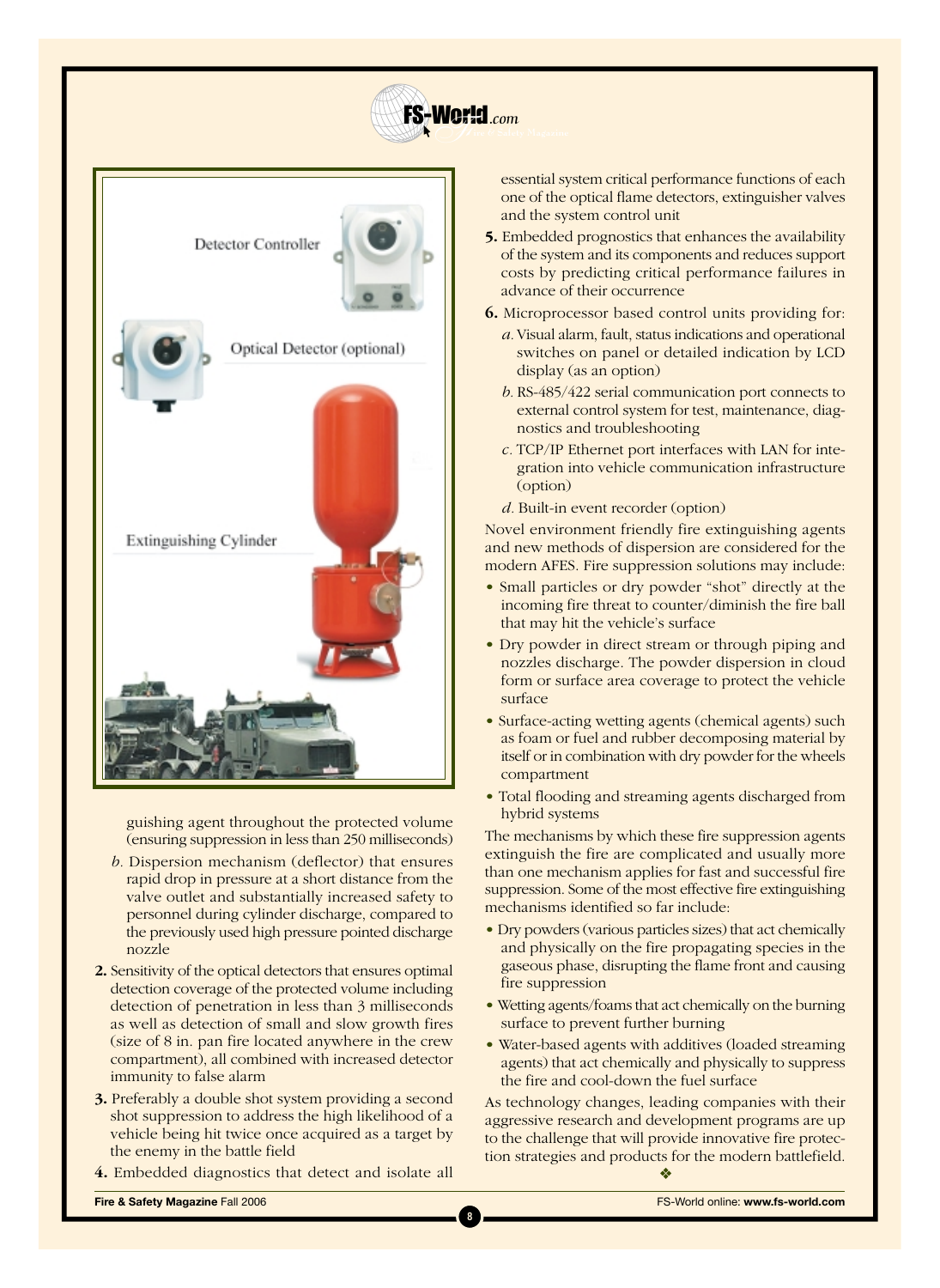guishing agent throughout the protected volume (ensuring suppression in less than 250 milliseconds)

   *b.* Dispersion mechanism (deflector) that ensures rapid drop in pressure at a short distance from the valve outlet and substantially increased safety to personnel during cylinder discharge, compared to the previously used high pressure pointed discharge nozzle

2. Sensitivity of the optical detectors that ensures optimal detection coverage of the protected volume including detection of penetration in less than 3 milliseconds as well as detection of small and slow growth fires (size of 8 in. pan fire located anywhere in the crew compartment), all combined with increased detector immunity to false alarm
3. Preferably a double shot system providing a second shot suppression to address the high likelihood of a vehicle being hit twice once acquired as a target by the enemy in the battle field
4. Embedded diagnostics that detect and isolate all essential system critical performance functions of each one of the optical flame detectors, extinguisher valves and the system control unit
5. Embedded prognostics that enhances the availability of the system and its components and reduces support costs by predicting critical performance failures in advance of their occurrence
6. Microprocessor based control units providing for:
   *a.* Visual alarm, fault, status indications and operational switches on panel or detailed indication by LCD display (as an option)
   *b.* RS-485/422 serial communication port connects to external control system for test, maintenance, diagnostics and troubleshooting
   *c.* TCP/IP Ethernet port interfaces with LAN for integration into vehicle communication infrastructure (option)
   *d.* Built-in event recorder (option)

Novel environment friendly fire extinguishing agents and new methods of dispersion are considered for the modern AFES. Fire suppression solutions may include:

- Small particles or dry powder "shot" directly at the incoming fire threat to counter/diminish the fire ball that may hit the vehicle's surface
- Dry powder in direct stream or through piping and nozzles discharge. The powder dispersion in cloud form or surface area coverage to protect the vehicle surface
- Surface-acting wetting agents (chemical agents) such as foam or fuel and rubber decomposing material by itself or in combination with dry powder for the wheels compartment
- Total flooding and streaming agents discharged from hybrid systems

The mechanisms by which these fire suppression agents extinguish the fire are complicated and usually more than one mechanism applies for fast and successful fire suppression. Some of the most effective fire extinguishing mechanisms identified so far include:

- Dry powders (various particles sizes) that act chemically and physically on the fire propagating species in the gaseous phase, disrupting the flame front and causing fire suppression
- Wetting agents/foams that act chemically on the burning surface to prevent further burning
- Water-based agents with additives (loaded streaming agents) that act chemically and physically to suppress the fire and cool-down the fuel surface

As technology changes, leading companies with their aggressive research and development programs are up to the challenge that will provide innovative fire protection strategies and products for the modern battlefield.

❖